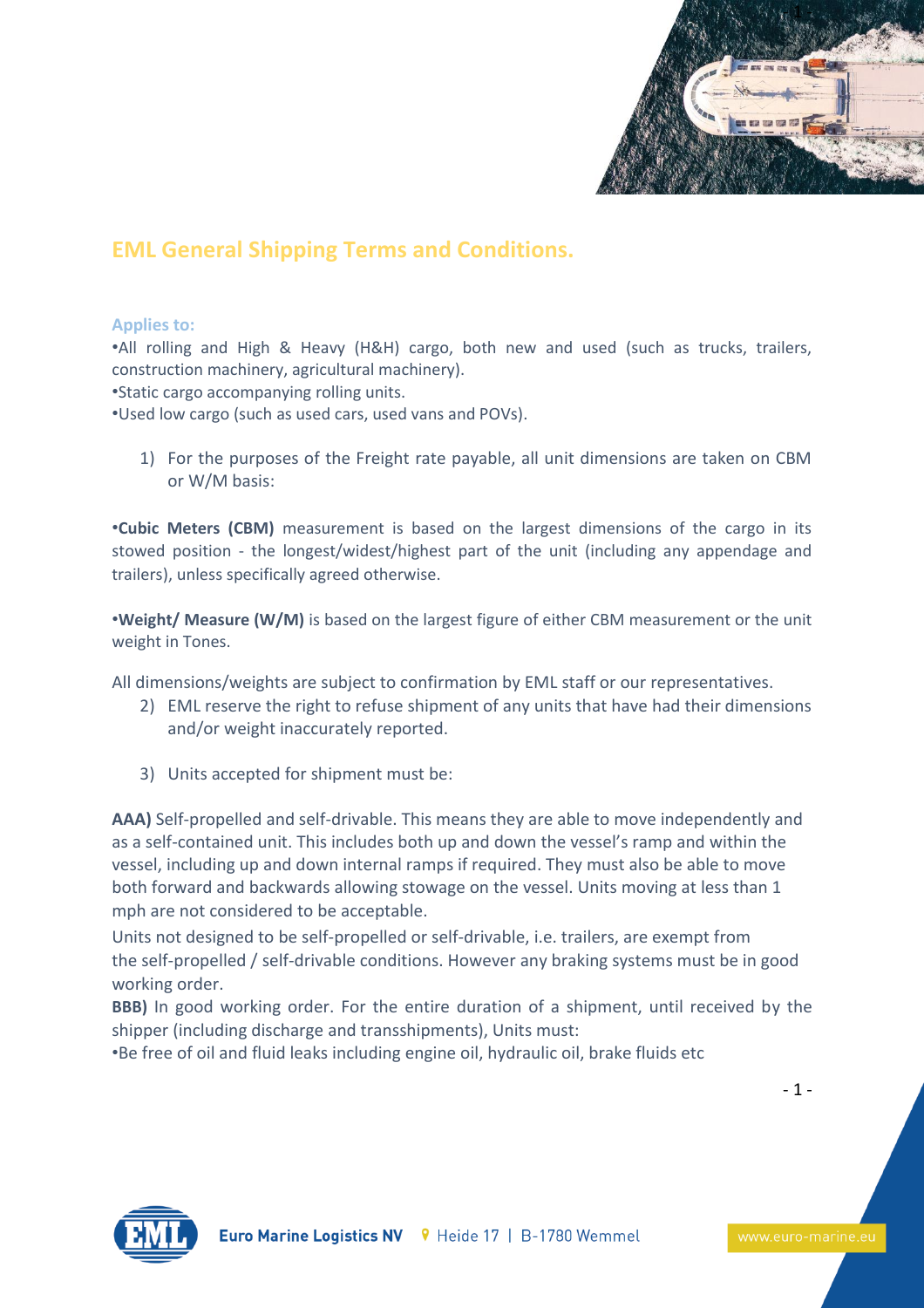# EML General Shipping Terms and Conditions.

**Applies to:**

•All rolling and High & Heavy (H&H) cargo, both new and used (such as trucks, trailers, construction machinery, agricultural machinery).
•Static cargo accompanying rolling units.
•Used low cargo (such as used cars, used vans and POVs).

1) For the purposes of the Freight rate payable, all unit dimensions are taken on CBM or W/M basis:

•**Cubic Meters (CBM)** measurement is based on the largest dimensions of the cargo in its stowed position - the longest/widest/highest part of the unit (including any appendage and trailers), unless specifically agreed otherwise.

•**Weight/ Measure (W/M)** is based on the largest figure of either CBM measurement or the unit weight in Tones.

All dimensions/weights are subject to confirmation by EML staff or our representatives.

2) EML reserve the right to refuse shipment of any units that have had their dimensions and/or weight inaccurately reported.

3) Units accepted for shipment must be:

**AAA)** Self-propelled and self-drivable. This means they are able to move independently and as a self-contained unit. This includes both up and down the vessel's ramp and within the vessel, including up and down internal ramps if required. They must also be able to move both forward and backwards allowing stowage on the vessel. Units moving at less than 1 mph are not considered to be acceptable.

Units not designed to be self-propelled or self-drivable, i.e. trailers, are exempt from the self-propelled / self-drivable conditions. However any braking systems must be in good working order.

**BBB)** In good working order. For the entire duration of a shipment, until received by the shipper (including discharge and transshipments), Units must:

•Be free of oil and fluid leaks including engine oil, hydraulic oil, brake fluids etc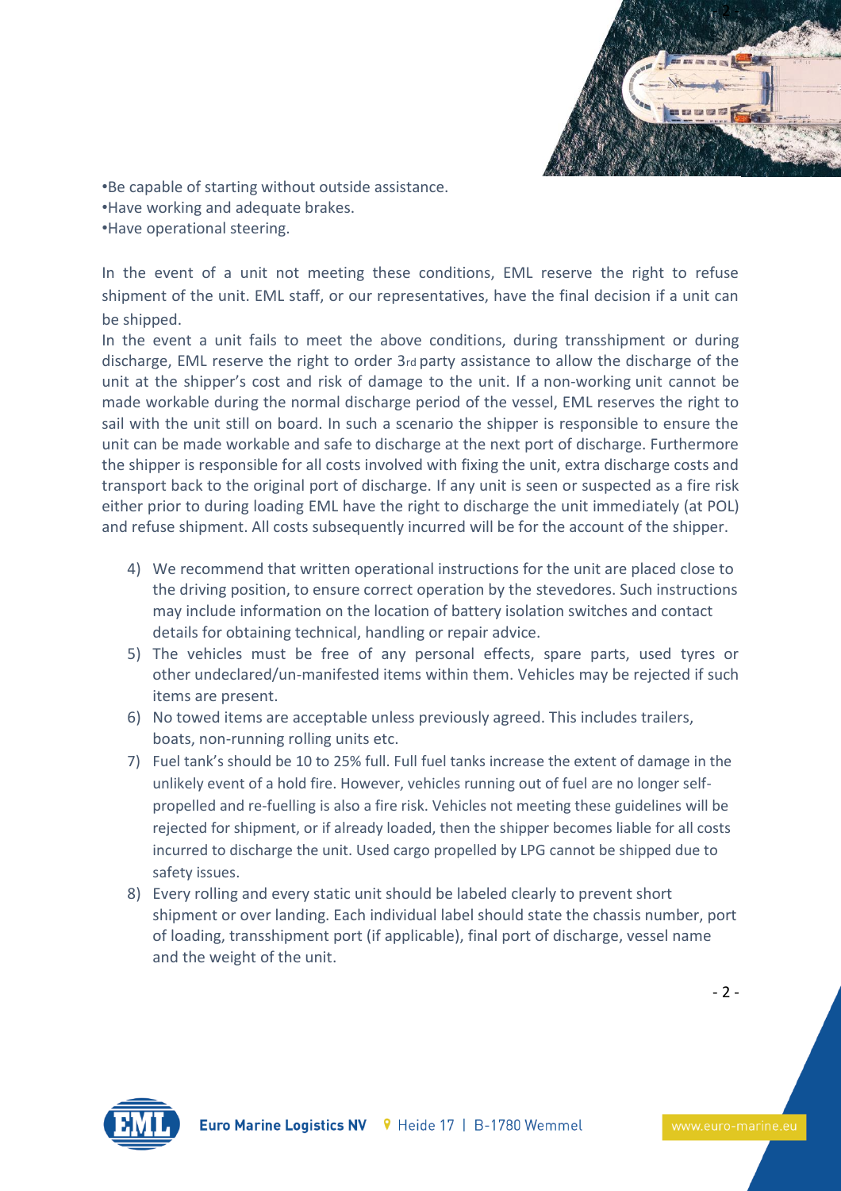- Be capable of starting without outside assistance.
- Have working and adequate brakes.
- Have operational steering.

In the event of a unit not meeting these conditions, EML reserve the right to refuse shipment of the unit. EML staff, or our representatives, have the final decision if a unit can be shipped.
In the event a unit fails to meet the above conditions, during transshipment or during discharge, EML reserve the right to order 3rd party assistance to allow the discharge of the unit at the shipper's cost and risk of damage to the unit. If a non-working unit cannot be made workable during the normal discharge period of the vessel, EML reserves the right to sail with the unit still on board. In such a scenario the shipper is responsible to ensure the unit can be made workable and safe to discharge at the next port of discharge. Furthermore the shipper is responsible for all costs involved with fixing the unit, extra discharge costs and transport back to the original port of discharge. If any unit is seen or suspected as a fire risk either prior to during loading EML have the right to discharge the unit immediately (at POL) and refuse shipment. All costs subsequently incurred will be for the account of the shipper.

4) We recommend that written operational instructions for the unit are placed close to the driving position, to ensure correct operation by the stevedores. Such instructions may include information on the location of battery isolation switches and contact details for obtaining technical, handling or repair advice.
5) The vehicles must be free of any personal effects, spare parts, used tyres or other undeclared/un-manifested items within them. Vehicles may be rejected if such items are present.
6) No towed items are acceptable unless previously agreed. This includes trailers, boats, non-running rolling units etc.
7) Fuel tank's should be 10 to 25% full. Full fuel tanks increase the extent of damage in the unlikely event of a hold fire. However, vehicles running out of fuel are no longer self-propelled and re-fuelling is also a fire risk. Vehicles not meeting these guidelines will be rejected for shipment, or if already loaded, then the shipper becomes liable for all costs incurred to discharge the unit. Used cargo propelled by LPG cannot be shipped due to safety issues.
8) Every rolling and every static unit should be labeled clearly to prevent short shipment or over landing. Each individual label should state the chassis number, port of loading, transshipment port (if applicable), final port of discharge, vessel name and the weight of the unit.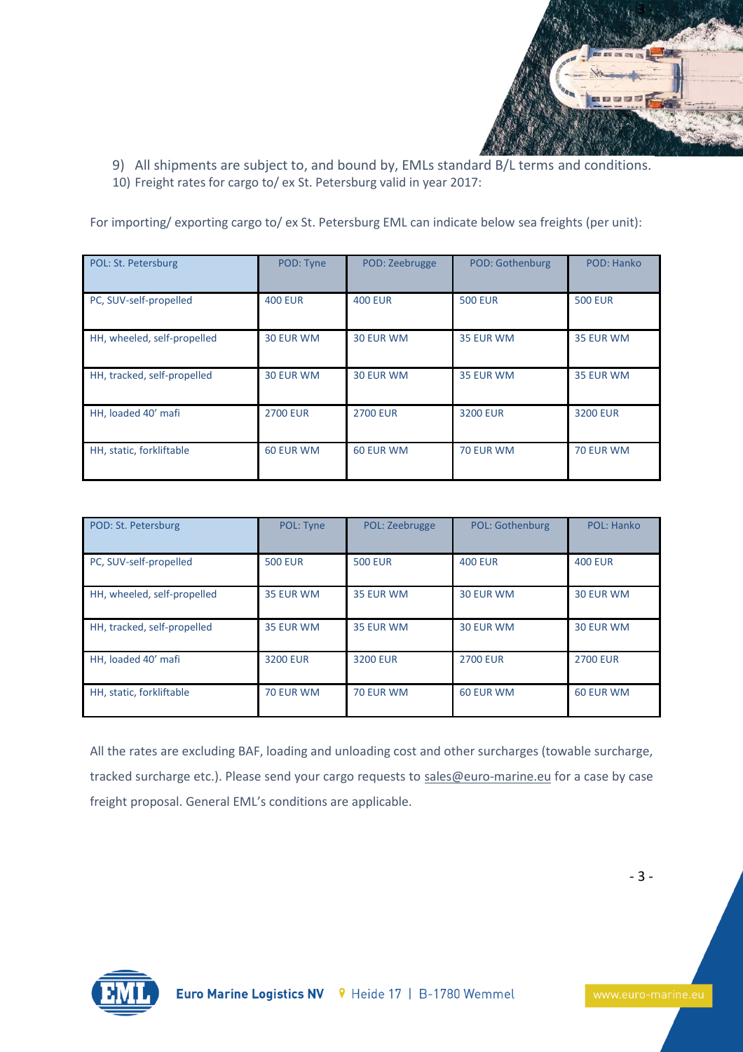9) All shipments are subject to, and bound by, EMLs standard B/L terms and conditions.
10) Freight rates for cargo to/ ex St. Petersburg valid in year 2017:

For importing/ exporting cargo to/ ex St. Petersburg EML can indicate below sea freights (per unit):

| POL: St. Petersburg | POD: Tyne | POD: Zeebrugge | POD: Gothenburg | POD: Hanko |
|---|---|---|---|---|
| PC, SUV-self-propelled | 400 EUR | 400 EUR | 500 EUR | 500 EUR |
| HH, wheeled, self-propelled | 30 EUR WM | 30 EUR WM | 35 EUR WM | 35 EUR WM |
| HH, tracked, self-propelled | 30 EUR WM | 30 EUR WM | 35 EUR WM | 35 EUR WM |
| HH, loaded 40' mafi | 2700 EUR | 2700 EUR | 3200 EUR | 3200 EUR |
| HH, static, forkliftable | 60 EUR WM | 60 EUR WM | 70 EUR WM | 70 EUR WM |

| POD: St. Petersburg | POL: Tyne | POL: Zeebrugge | POL: Gothenburg | POL: Hanko |
|---|---|---|---|---|
| PC, SUV-self-propelled | 500 EUR | 500 EUR | 400 EUR | 400 EUR |
| HH, wheeled, self-propelled | 35 EUR WM | 35 EUR WM | 30 EUR WM | 30 EUR WM |
| HH, tracked, self-propelled | 35 EUR WM | 35 EUR WM | 30 EUR WM | 30 EUR WM |
| HH, loaded 40' mafi | 3200 EUR | 3200 EUR | 2700 EUR | 2700 EUR |
| HH, static, forkliftable | 70 EUR WM | 70 EUR WM | 60 EUR WM | 60 EUR WM |

All the rates are excluding BAF, loading and unloading cost and other surcharges (towable surcharge, tracked surcharge etc.). Please send your cargo requests to sales@euro-marine.eu for a case by case freight proposal. General EML's conditions are applicable.

Euro Marine Logistics NV | Heide 17 | B-1780 Wemmel | www.euro-marine.eu